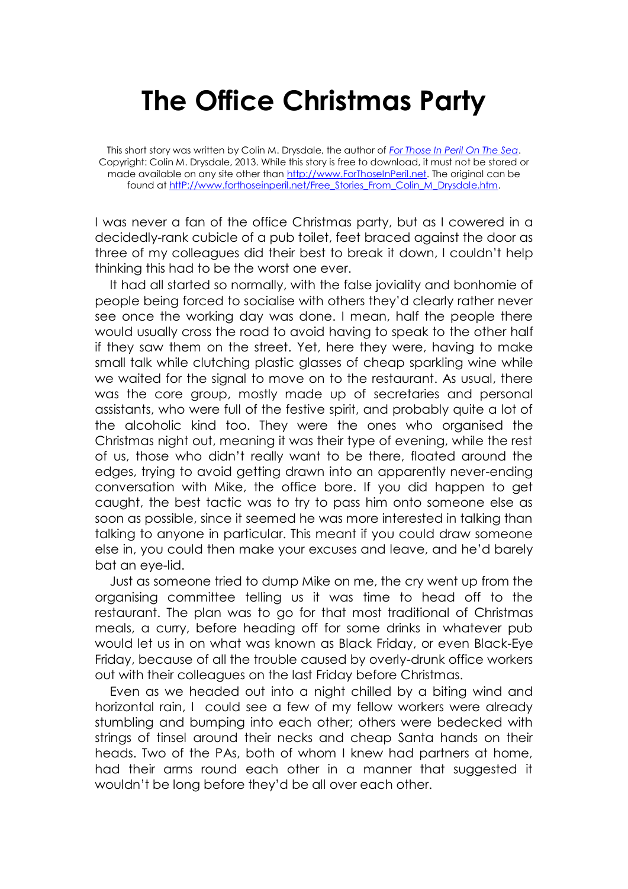# The Office Christmas Party

This short story was written by Colin M. Drysdale, the author of *[For Those In Peril On The Sea](http://www.ForThoseInPeril.net)*. Copyright: Colin M. Drysdale, 2013. While this story is free to download, it must not be stored or made available on any site other than [http://www.ForThoseInPeril.net](http://www.ForThoseInPeril.net). The original can be found at [httP://www.forthoseinperil.net/Free_Stories_From_Colin_M_Drysdale.htm](httP://www.forthoseinperil.net/Free_Stories_From_Colin_M_Drysdale.htm).

I was never a fan of the office Christmas party, but as I cowered in a decidedly-rank cubicle of a pub toilet, feet braced against the door as three of my colleagues did their best to break it down, I couldn't help thinking this had to be the worst one ever.

It had all started so normally, with the false joviality and bonhomie of people being forced to socialise with others they'd clearly rather never see once the working day was done. I mean, half the people there would usually cross the road to avoid having to speak to the other half if they saw them on the street. Yet, here they were, having to make small talk while clutching plastic glasses of cheap sparkling wine while we waited for the signal to move on to the restaurant. As usual, there was the core group, mostly made up of secretaries and personal assistants, who were full of the festive spirit, and probably quite a lot of the alcoholic kind too. They were the ones who organised the Christmas night out, meaning it was their type of evening, while the rest of us, those who didn't really want to be there, floated around the edges, trying to avoid getting drawn into an apparently never-ending conversation with Mike, the office bore. If you did happen to get caught, the best tactic was to try to pass him onto someone else as soon as possible, since it seemed he was more interested in talking than talking to anyone in particular. This meant if you could draw someone else in, you could then make your excuses and leave, and he'd barely bat an eye-lid.

Just as someone tried to dump Mike on me, the cry went up from the organising committee telling us it was time to head off to the restaurant. The plan was to go for that most traditional of Christmas meals, a curry, before heading off for some drinks in whatever pub would let us in on what was known as Black Friday, or even Black-Eye Friday, because of all the trouble caused by overly-drunk office workers out with their colleagues on the last Friday before Christmas.

Even as we headed out into a night chilled by a biting wind and horizontal rain, I could see a few of my fellow workers were already stumbling and bumping into each other; others were bedecked with strings of tinsel around their necks and cheap Santa hands on their heads. Two of the PAs, both of whom I knew had partners at home, had their arms round each other in a manner that suggested it wouldn't be long before they'd be all over each other.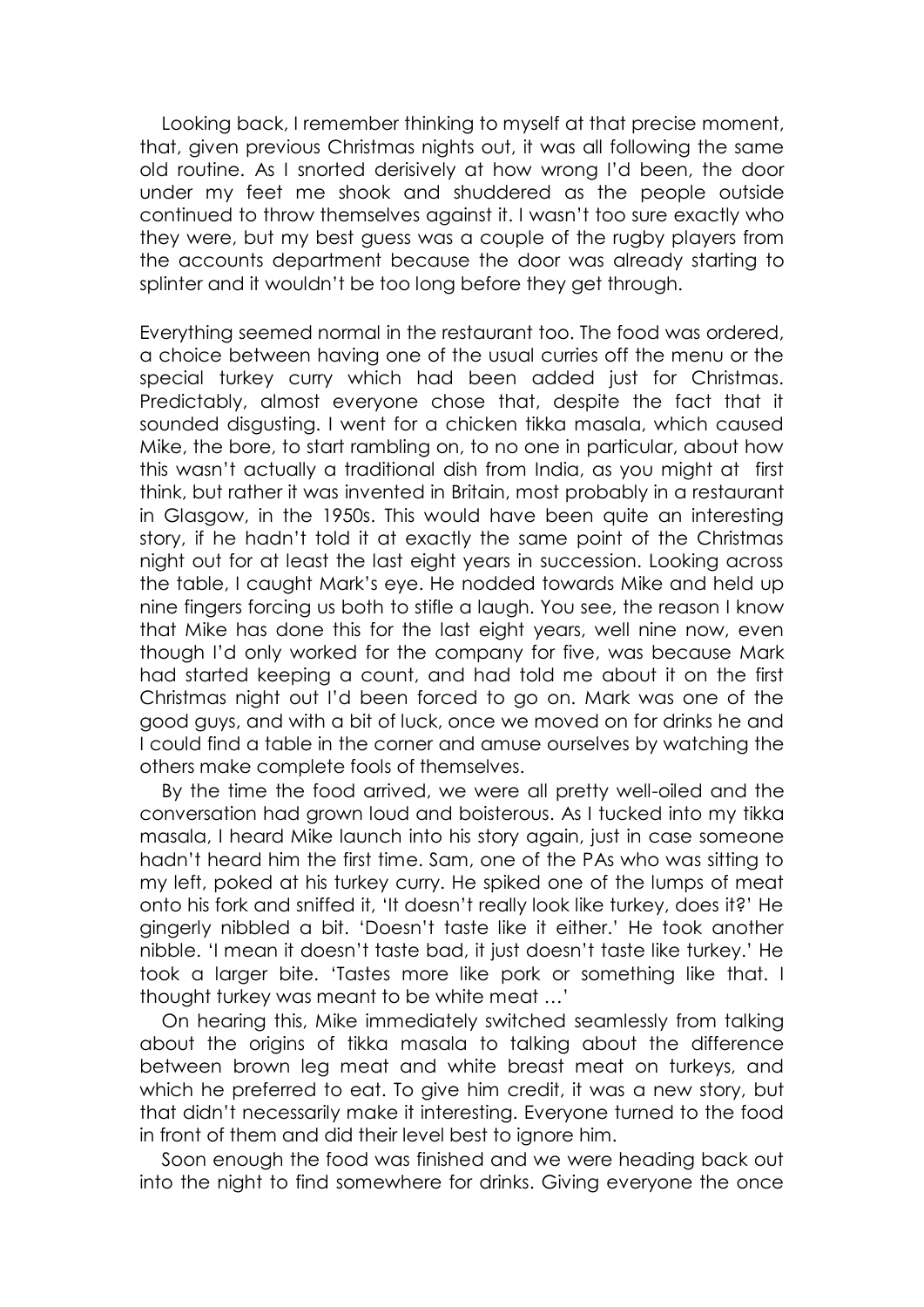Looking back, I remember thinking to myself at that precise moment, that, given previous Christmas nights out, it was all following the same old routine. As I snorted derisively at how wrong I'd been, the door under my feet me shook and shuddered as the people outside continued to throw themselves against it. I wasn't too sure exactly who they were, but my best guess was a couple of the rugby players from the accounts department because the door was already starting to splinter and it wouldn't be too long before they get through.

Everything seemed normal in the restaurant too. The food was ordered, a choice between having one of the usual curries off the menu or the special turkey curry which had been added just for Christmas. Predictably, almost everyone chose that, despite the fact that it sounded disgusting. I went for a chicken tikka masala, which caused Mike, the bore, to start rambling on, to no one in particular, about how this wasn't actually a traditional dish from India, as you might at first think, but rather it was invented in Britain, most probably in a restaurant in Glasgow, in the 1950s. This would have been quite an interesting story, if he hadn't told it at exactly the same point of the Christmas night out for at least the last eight years in succession. Looking across the table, I caught Mark's eye. He nodded towards Mike and held up nine fingers forcing us both to stifle a laugh. You see, the reason I know that Mike has done this for the last eight years, well nine now, even though I'd only worked for the company for five, was because Mark had started keeping a count, and had told me about it on the first Christmas night out I'd been forced to go on. Mark was one of the good guys, and with a bit of luck, once we moved on for drinks he and I could find a table in the corner and amuse ourselves by watching the others make complete fools of themselves.

By the time the food arrived, we were all pretty well-oiled and the conversation had grown loud and boisterous. As I tucked into my tikka masala, I heard Mike launch into his story again, just in case someone hadn't heard him the first time. Sam, one of the PAs who was sitting to my left, poked at his turkey curry. He spiked one of the lumps of meat onto his fork and sniffed it, 'It doesn't really look like turkey, does it?' He gingerly nibbled a bit. 'Doesn't taste like it either.' He took another nibble. 'I mean it doesn't taste bad, it just doesn't taste like turkey.' He took a larger bite. 'Tastes more like pork or something like that. I thought turkey was meant to be white meat …'

On hearing this, Mike immediately switched seamlessly from talking about the origins of tikka masala to talking about the difference between brown leg meat and white breast meat on turkeys, and which he preferred to eat. To give him credit, it was a new story, but that didn't necessarily make it interesting. Everyone turned to the food in front of them and did their level best to ignore him.

Soon enough the food was finished and we were heading back out into the night to find somewhere for drinks. Giving everyone the once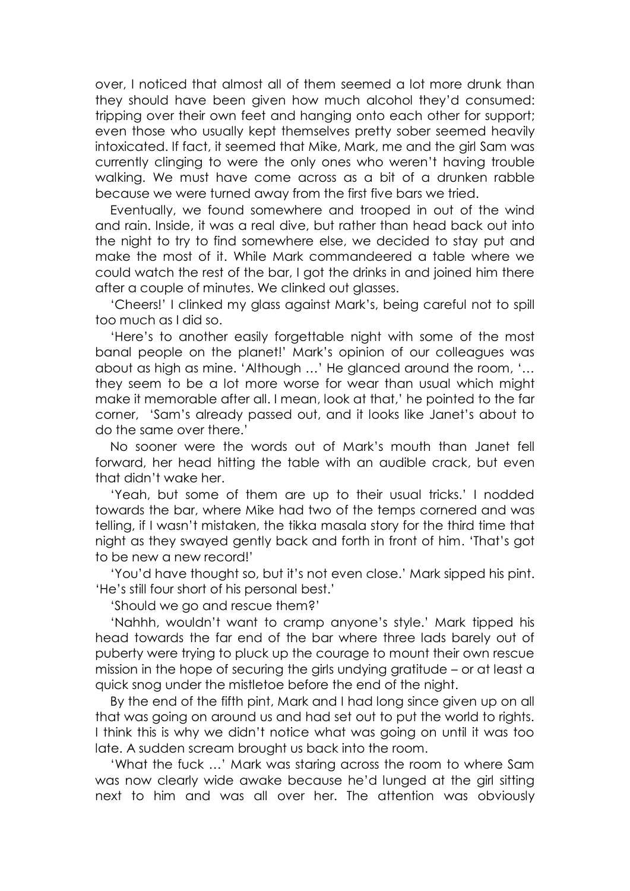over, I noticed that almost all of them seemed a lot more drunk than they should have been given how much alcohol they'd consumed: tripping over their own feet and hanging onto each other for support; even those who usually kept themselves pretty sober seemed heavily intoxicated. If fact, it seemed that Mike, Mark, me and the girl Sam was currently clinging to were the only ones who weren't having trouble walking. We must have come across as a bit of a drunken rabble because we were turned away from the first five bars we tried.

Eventually, we found somewhere and trooped in out of the wind and rain. Inside, it was a real dive, but rather than head back out into the night to try to find somewhere else, we decided to stay put and make the most of it. While Mark commandeered a table where we could watch the rest of the bar, I got the drinks in and joined him there after a couple of minutes. We clinked out glasses.

'Cheers!' I clinked my glass against Mark's, being careful not to spill too much as I did so.

'Here's to another easily forgettable night with some of the most banal people on the planet!' Mark's opinion of our colleagues was about as high as mine. 'Although …' He glanced around the room, '… they seem to be a lot more worse for wear than usual which might make it memorable after all. I mean, look at that,' he pointed to the far corner, 'Sam's already passed out, and it looks like Janet's about to do the same over there.'

No sooner were the words out of Mark's mouth than Janet fell forward, her head hitting the table with an audible crack, but even that didn't wake her.

'Yeah, but some of them are up to their usual tricks.' I nodded towards the bar, where Mike had two of the temps cornered and was telling, if I wasn't mistaken, the tikka masala story for the third time that night as they swayed gently back and forth in front of him. 'That's got to be new a new record!'

'You'd have thought so, but it's not even close.' Mark sipped his pint. 'He's still four short of his personal best.'

'Should we go and rescue them?'

'Nahhh, wouldn't want to cramp anyone's style.' Mark tipped his head towards the far end of the bar where three lads barely out of puberty were trying to pluck up the courage to mount their own rescue mission in the hope of securing the girls undying gratitude – or at least a quick snog under the mistletoe before the end of the night.

By the end of the fifth pint, Mark and I had long since given up on all that was going on around us and had set out to put the world to rights. I think this is why we didn't notice what was going on until it was too late. A sudden scream brought us back into the room.

'What the fuck …' Mark was staring across the room to where Sam was now clearly wide awake because he'd lunged at the girl sitting next to him and was all over her. The attention was obviously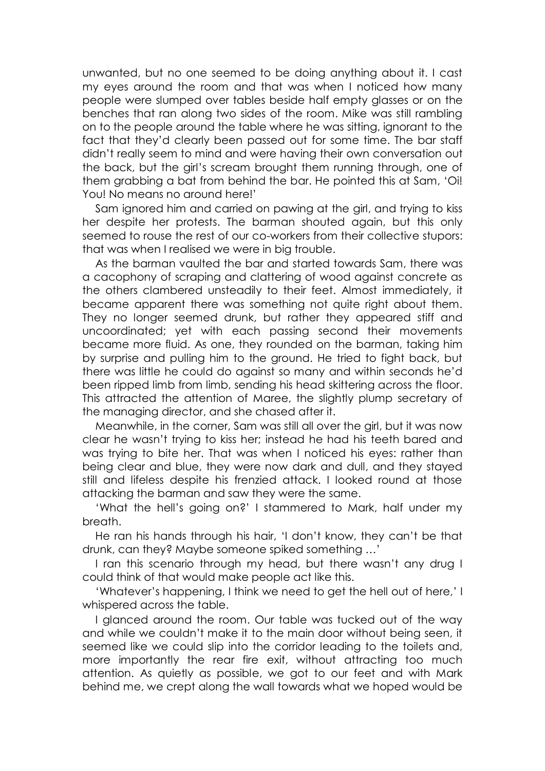unwanted, but no one seemed to be doing anything about it. I cast my eyes around the room and that was when I noticed how many people were slumped over tables beside half empty glasses or on the benches that ran along two sides of the room. Mike was still rambling on to the people around the table where he was sitting, ignorant to the fact that they'd clearly been passed out for some time. The bar staff didn't really seem to mind and were having their own conversation out the back, but the girl's scream brought them running through, one of them grabbing a bat from behind the bar. He pointed this at Sam, 'Oi! You! No means no around here!'

Sam ignored him and carried on pawing at the girl, and trying to kiss her despite her protests. The barman shouted again, but this only seemed to rouse the rest of our co-workers from their collective stupors: that was when I realised we were in big trouble.

As the barman vaulted the bar and started towards Sam, there was a cacophony of scraping and clattering of wood against concrete as the others clambered unsteadily to their feet. Almost immediately, it became apparent there was something not quite right about them. They no longer seemed drunk, but rather they appeared stiff and uncoordinated; yet with each passing second their movements became more fluid. As one, they rounded on the barman, taking him by surprise and pulling him to the ground. He tried to fight back, but there was little he could do against so many and within seconds he'd been ripped limb from limb, sending his head skittering across the floor. This attracted the attention of Maree, the slightly plump secretary of the managing director, and she chased after it.

Meanwhile, in the corner, Sam was still all over the girl, but it was now clear he wasn't trying to kiss her; instead he had his teeth bared and was trying to bite her. That was when I noticed his eyes: rather than being clear and blue, they were now dark and dull, and they stayed still and lifeless despite his frenzied attack. I looked round at those attacking the barman and saw they were the same.

'What the hell's going on?' I stammered to Mark, half under my breath.

He ran his hands through his hair, 'I don't know, they can't be that drunk, can they? Maybe someone spiked something …'

I ran this scenario through my head, but there wasn't any drug I could think of that would make people act like this.

'Whatever's happening, I think we need to get the hell out of here,' I whispered across the table.

I glanced around the room. Our table was tucked out of the way and while we couldn't make it to the main door without being seen, it seemed like we could slip into the corridor leading to the toilets and, more importantly the rear fire exit, without attracting too much attention. As quietly as possible, we got to our feet and with Mark behind me, we crept along the wall towards what we hoped would be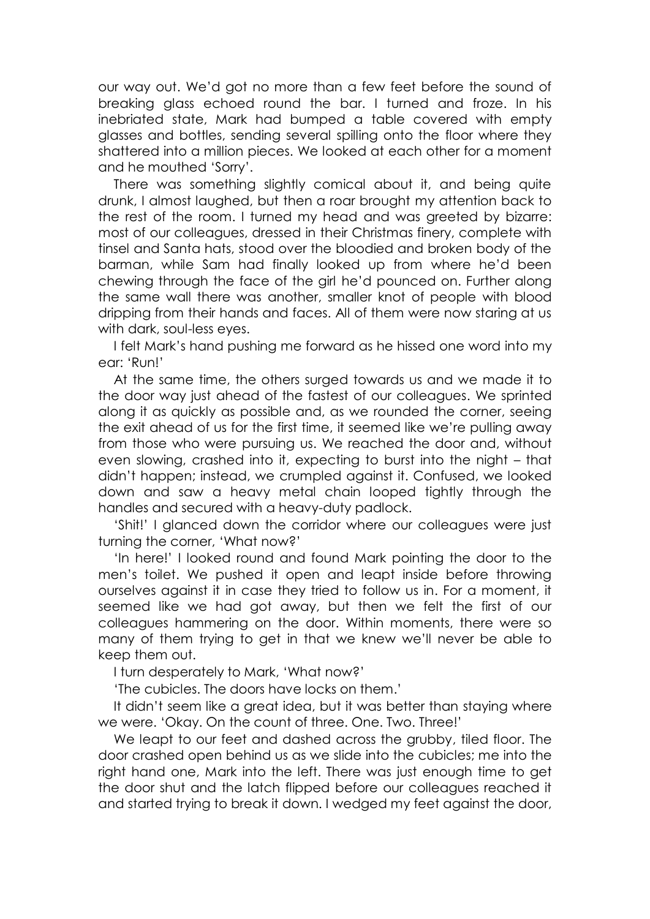our way out. We'd got no more than a few feet before the sound of breaking glass echoed round the bar. I turned and froze. In his inebriated state, Mark had bumped a table covered with empty glasses and bottles, sending several spilling onto the floor where they shattered into a million pieces. We looked at each other for a moment and he mouthed 'Sorry'.

There was something slightly comical about it, and being quite drunk, I almost laughed, but then a roar brought my attention back to the rest of the room. I turned my head and was greeted by bizarre: most of our colleagues, dressed in their Christmas finery, complete with tinsel and Santa hats, stood over the bloodied and broken body of the barman, while Sam had finally looked up from where he'd been chewing through the face of the girl he'd pounced on. Further along the same wall there was another, smaller knot of people with blood dripping from their hands and faces. All of them were now staring at us with dark, soul-less eyes.

I felt Mark's hand pushing me forward as he hissed one word into my ear: 'Run!'

At the same time, the others surged towards us and we made it to the door way just ahead of the fastest of our colleagues. We sprinted along it as quickly as possible and, as we rounded the corner, seeing the exit ahead of us for the first time, it seemed like we're pulling away from those who were pursuing us. We reached the door and, without even slowing, crashed into it, expecting to burst into the night – that didn't happen; instead, we crumpled against it. Confused, we looked down and saw a heavy metal chain looped tightly through the handles and secured with a heavy-duty padlock.

'Shit!' I glanced down the corridor where our colleagues were just turning the corner, 'What now?'

'In here!' I looked round and found Mark pointing the door to the men's toilet. We pushed it open and leapt inside before throwing ourselves against it in case they tried to follow us in. For a moment, it seemed like we had got away, but then we felt the first of our colleagues hammering on the door. Within moments, there were so many of them trying to get in that we knew we'll never be able to keep them out.

I turn desperately to Mark, 'What now?'

'The cubicles. The doors have locks on them.'

It didn't seem like a great idea, but it was better than staying where we were. 'Okay. On the count of three. One. Two. Three!'

We leapt to our feet and dashed across the grubby, tiled floor. The door crashed open behind us as we slide into the cubicles; me into the right hand one, Mark into the left. There was just enough time to get the door shut and the latch flipped before our colleagues reached it and started trying to break it down. I wedged my feet against the door,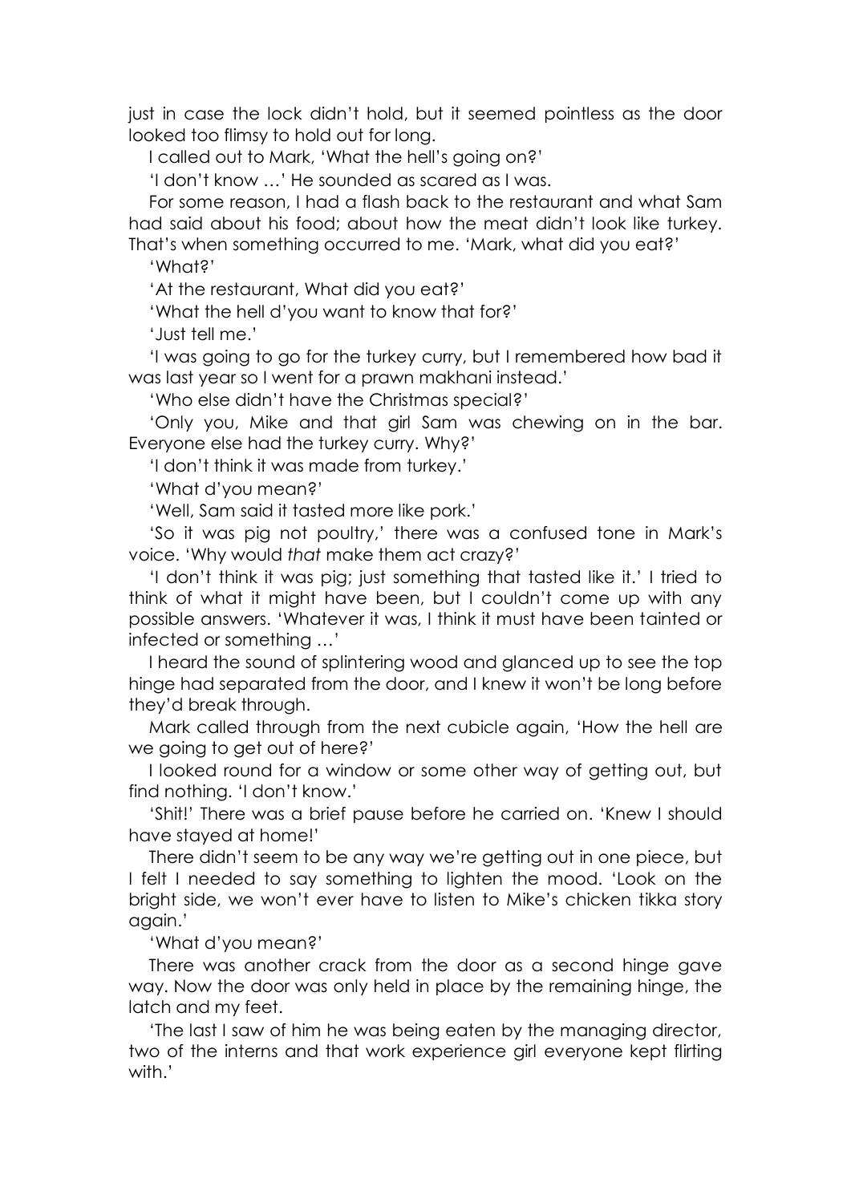just in case the lock didn't hold, but it seemed pointless as the door looked too flimsy to hold out for long.

I called out to Mark, 'What the hell's going on?'

'I don't know …' He sounded as scared as I was.

For some reason, I had a flash back to the restaurant and what Sam had said about his food; about how the meat didn't look like turkey. That's when something occurred to me. 'Mark, what did you eat?'

'What?'

'At the restaurant, What did you eat?'

'What the hell d'you want to know that for?'

'Just tell me.'

'I was going to go for the turkey curry, but I remembered how bad it was last year so I went for a prawn makhani instead.'

'Who else didn't have the Christmas special?'

'Only you, Mike and that girl Sam was chewing on in the bar. Everyone else had the turkey curry. Why?'

'I don't think it was made from turkey.'

'What d'you mean?'

'Well, Sam said it tasted more like pork.'

'So it was pig not poultry,' there was a confused tone in Mark's voice. 'Why would *that* make them act crazy?'

'I don't think it was pig; just something that tasted like it.' I tried to think of what it might have been, but I couldn't come up with any possible answers. 'Whatever it was, I think it must have been tainted or infected or something …'

I heard the sound of splintering wood and glanced up to see the top hinge had separated from the door, and I knew it won't be long before they'd break through.

Mark called through from the next cubicle again, 'How the hell are we going to get out of here?'

I looked round for a window or some other way of getting out, but find nothing. 'I don't know.'

'Shit!' There was a brief pause before he carried on. 'Knew I should have stayed at home!'

There didn't seem to be any way we're getting out in one piece, but I felt I needed to say something to lighten the mood. 'Look on the bright side, we won't ever have to listen to Mike's chicken tikka story again.'

'What d'you mean?'

There was another crack from the door as a second hinge gave way. Now the door was only held in place by the remaining hinge, the latch and my feet.

'The last I saw of him he was being eaten by the managing director, two of the interns and that work experience girl everyone kept flirting with.'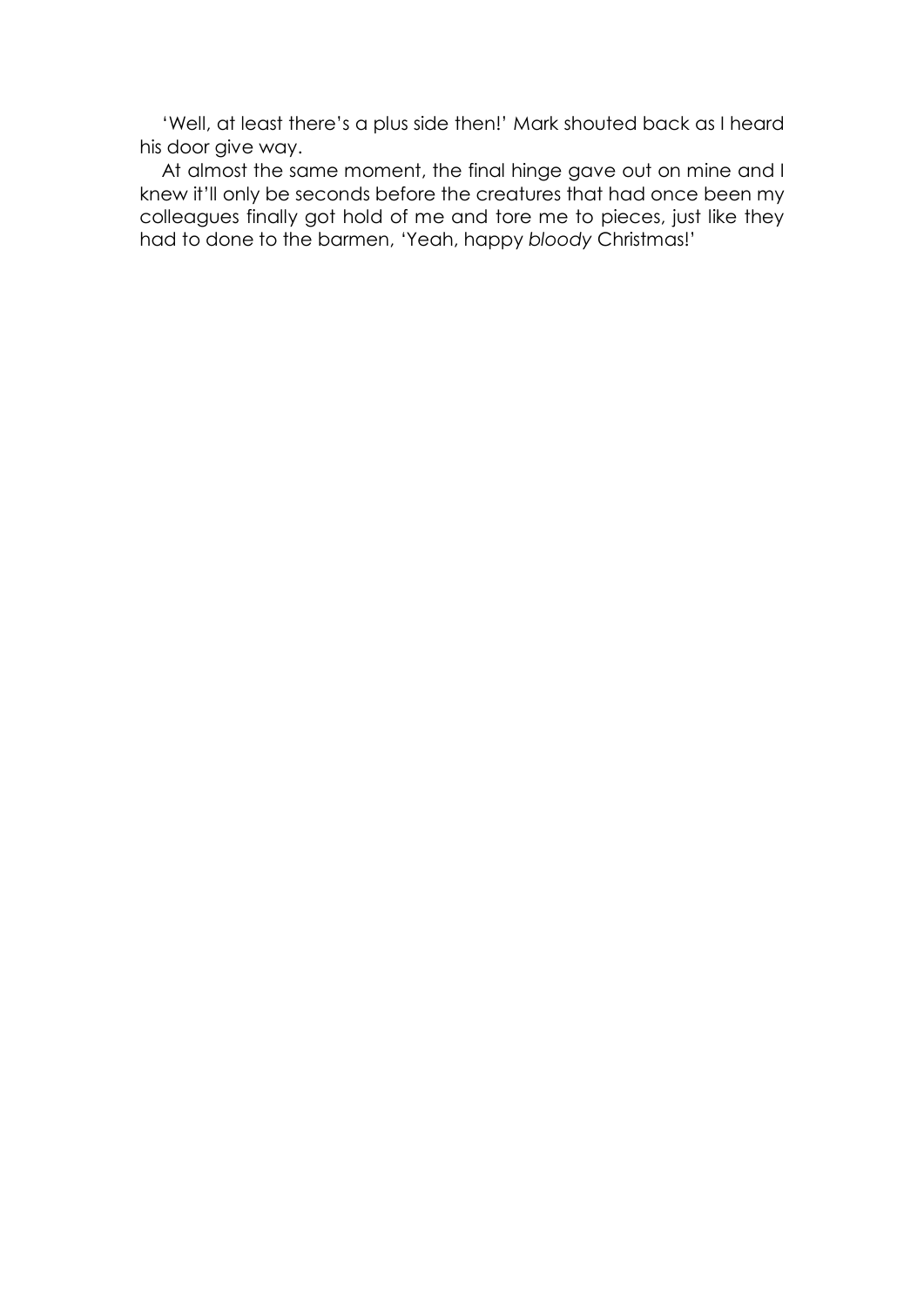'Well, at least there's a plus side then!' Mark shouted back as I heard his door give way.

At almost the same moment, the final hinge gave out on mine and I knew it'll only be seconds before the creatures that had once been my colleagues finally got hold of me and tore me to pieces, just like they had to done to the barmen, 'Yeah, happy *bloody* Christmas!'